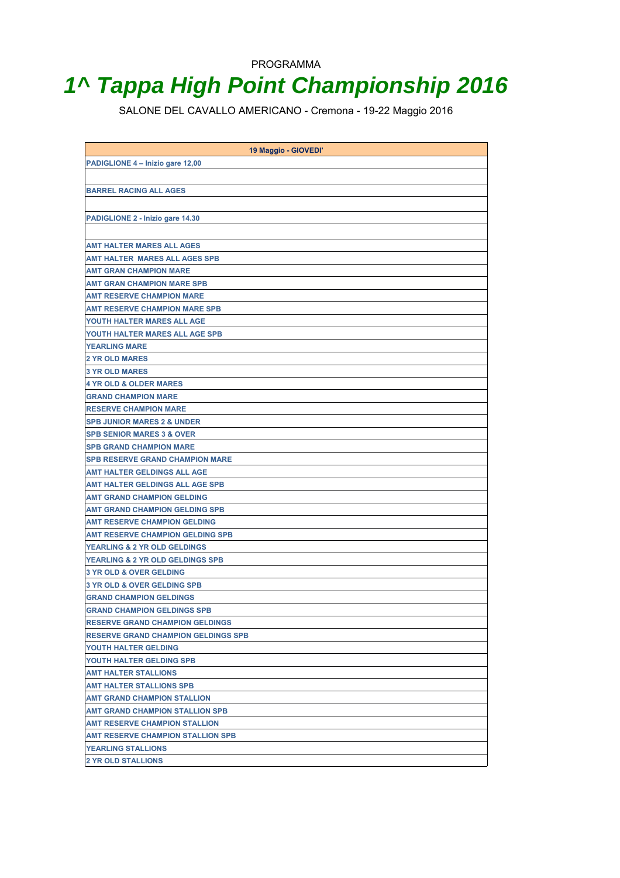PROGRAMMA

# 1^ Tappa High Point Championship 2016

SALONE DEL CAVALLO AMERICANO - Cremona - 19-22 Maggio 2016

| 19 Maggio - GIOVEDI' |
|---|
| PADIGLIONE 4 – Inizio gare 12,00 |
| |
| BARREL RACING ALL AGES |
| |
| PADIGLIONE 2 - Inizio gare 14.30 |
| |
| AMT HALTER MARES ALL AGES |
| AMT HALTER  MARES ALL AGES SPB |
| AMT GRAN CHAMPION MARE |
| AMT GRAN CHAMPION MARE SPB |
| AMT RESERVE CHAMPION MARE |
| AMT RESERVE CHAMPION MARE SPB |
| YOUTH HALTER MARES ALL AGE |
| YOUTH HALTER MARES ALL AGE SPB |
| YEARLING MARE |
| 2 YR OLD MARES |
| 3 YR OLD MARES |
| 4 YR OLD & OLDER MARES |
| GRAND CHAMPION MARE |
| RESERVE CHAMPION MARE |
| SPB JUNIOR MARES 2 & UNDER |
| SPB SENIOR MARES 3 & OVER |
| SPB GRAND CHAMPION MARE |
| SPB RESERVE GRAND CHAMPION MARE |
| AMT HALTER GELDINGS ALL AGE |
| AMT HALTER GELDINGS ALL AGE SPB |
| AMT GRAND CHAMPION GELDING |
| AMT GRAND CHAMPION GELDING SPB |
| AMT RESERVE CHAMPION GELDING |
| AMT RESERVE CHAMPION GELDING SPB |
| YEARLING & 2 YR OLD GELDINGS |
| YEARLING & 2 YR OLD GELDINGS SPB |
| 3 YR OLD & OVER GELDING |
| 3 YR OLD & OVER GELDING SPB |
| GRAND CHAMPION GELDINGS |
| GRAND CHAMPION GELDINGS SPB |
| RESERVE GRAND CHAMPION GELDINGS |
| RESERVE GRAND CHAMPION GELDINGS SPB |
| YOUTH HALTER GELDING |
| YOUTH HALTER GELDING SPB |
| AMT HALTER STALLIONS |
| AMT HALTER STALLIONS SPB |
| AMT GRAND CHAMPION STALLION |
| AMT GRAND CHAMPION STALLION SPB |
| AMT RESERVE CHAMPION STALLION |
| AMT RESERVE CHAMPION STALLION SPB |
| YEARLING STALLIONS |
| 2 YR OLD STALLIONS |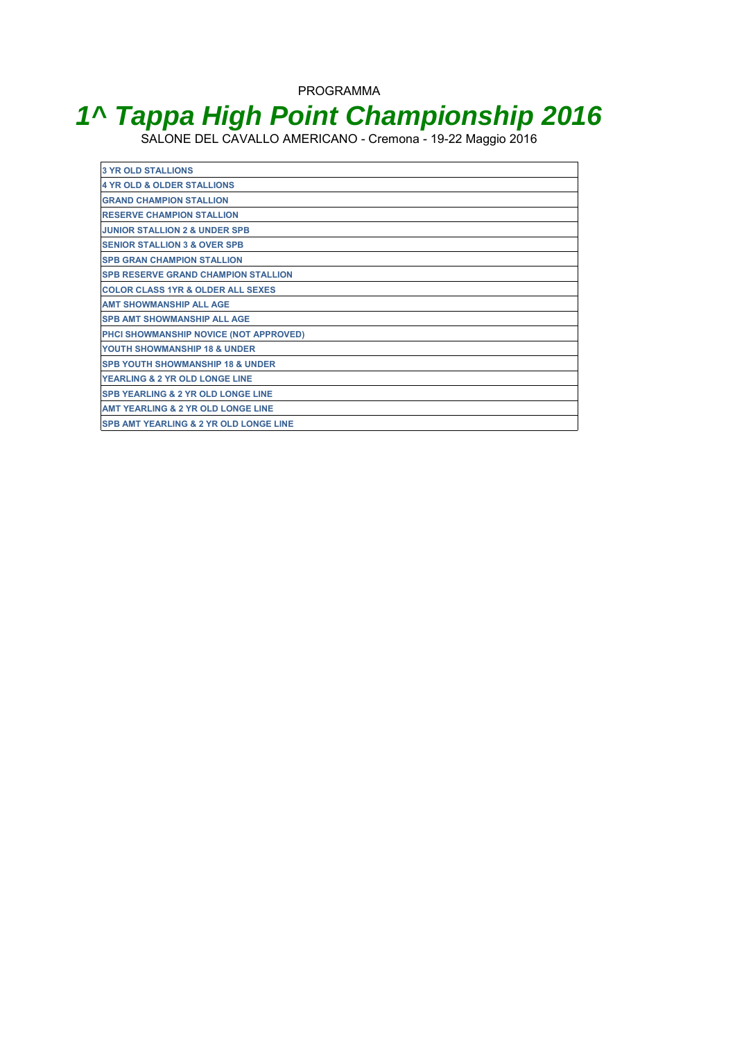PROGRAMMA

# *1^ Tappa High Point Championship 2016*

SALONE DEL CAVALLO AMERICANO - Cremona - 19-22 Maggio 2016

| |
|---|
| 3 YR OLD STALLIONS |
| 4 YR OLD & OLDER STALLIONS |
| GRAND CHAMPION STALLION |
| RESERVE CHAMPION STALLION |
| JUNIOR STALLION 2 & UNDER SPB |
| SENIOR STALLION 3 & OVER SPB |
| SPB GRAN CHAMPION STALLION |
| SPB RESERVE GRAND CHAMPION STALLION |
| COLOR CLASS 1YR & OLDER ALL SEXES |
| AMT SHOWMANSHIP ALL AGE |
| SPB AMT SHOWMANSHIP ALL AGE |
| PHCI SHOWMANSHIP NOVICE (NOT APPROVED) |
| YOUTH SHOWMANSHIP 18 & UNDER |
| SPB YOUTH SHOWMANSHIP 18 & UNDER |
| YEARLING & 2 YR OLD LONGE LINE |
| SPB YEARLING & 2 YR OLD LONGE LINE |
| AMT YEARLING & 2 YR OLD LONGE LINE |
| SPB AMT YEARLING & 2 YR OLD LONGE LINE |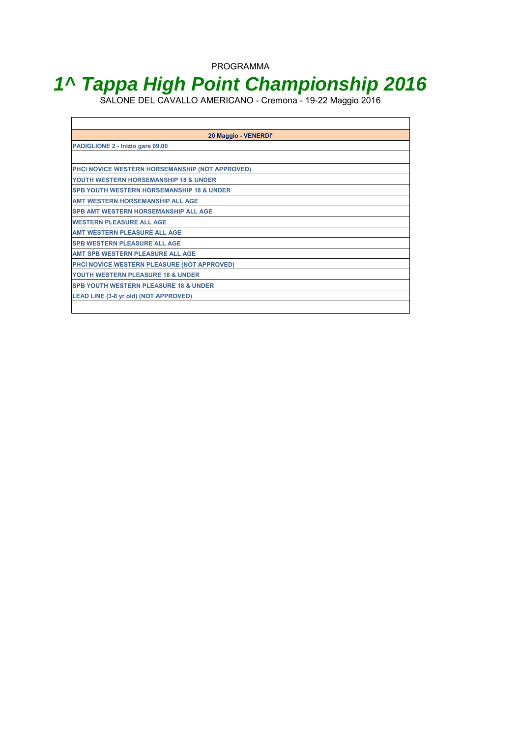PROGRAMMA

# *1^ Tappa High Point Championship 2016*

SALONE DEL CAVALLO AMERICANO - Cremona - 19-22 Maggio 2016

| **20 Maggio - VENERDI'** |
|---|
| **PADIGLIONE 2 - Inizio gare 09.00** |
| |
| **PHCI NOVICE WESTERN HORSEMANSHIP (NOT APPROVED)** |
| **YOUTH WESTERN HORSEMANSHIP 18 & UNDER** |
| **SPB YOUTH WESTERN HORSEMANSHIP 18 & UNDER** |
| **AMT WESTERN HORSEMANSHIP ALL AGE** |
| **SPB AMT WESTERN HORSEMANSHIP ALL AGE** |
| **WESTERN PLEASURE ALL AGE** |
| **AMT WESTERN PLEASURE ALL AGE** |
| **SPB WESTERN PLEASURE ALL AGE** |
| **AMT SPB WESTERN PLEASURE ALL AGE** |
| **PHCI NOVICE WESTERN PLEASURE (NOT APPROVED)** |
| **YOUTH WESTERN PLEASURE 18 & UNDER** |
| **SPB YOUTH WESTERN PLEASURE 18 & UNDER** |
| **LEAD LINE (3-8 yr old) (NOT APPROVED)** |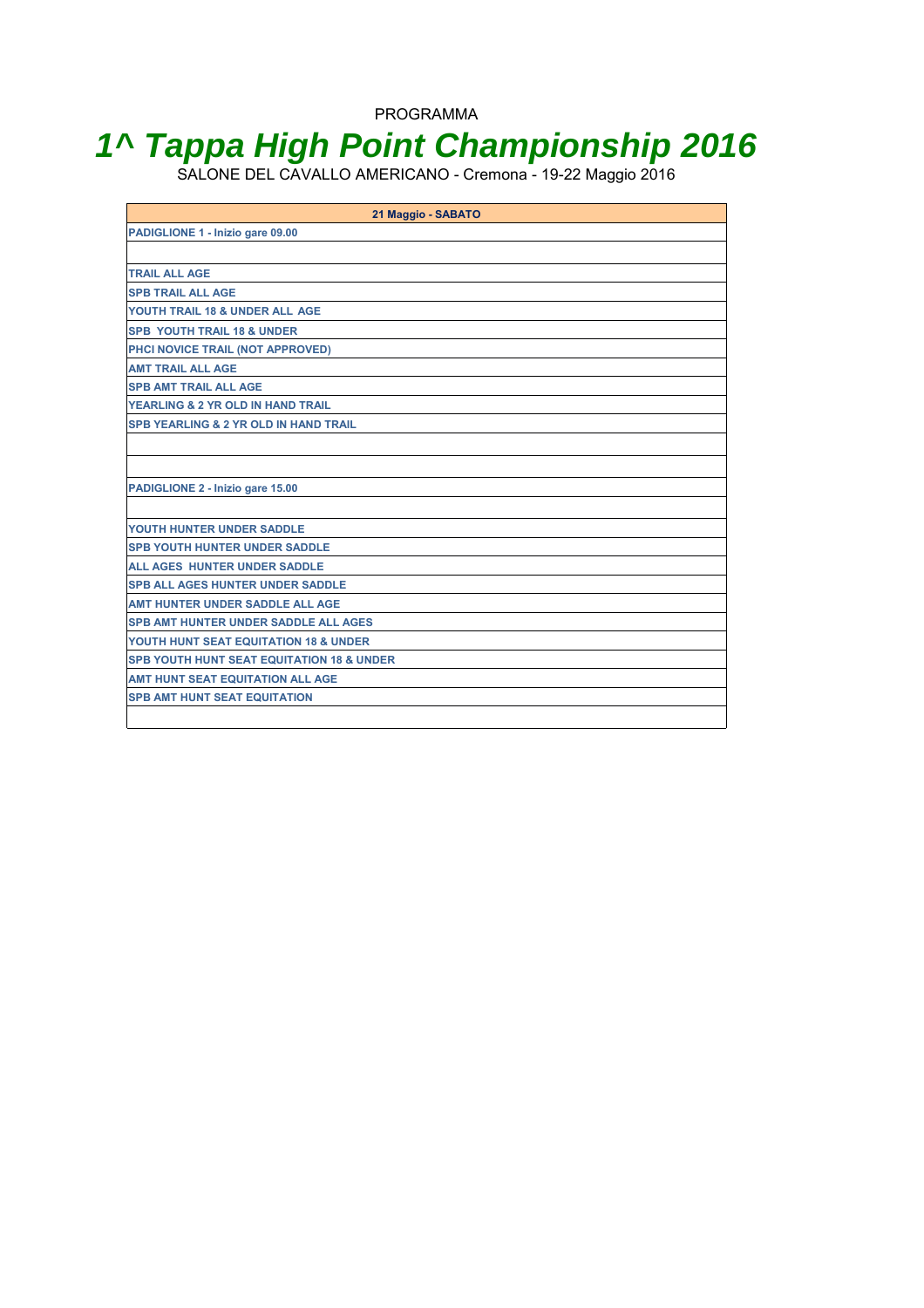PROGRAMMA

# *1^ Tappa High Point Championship 2016*

SALONE DEL CAVALLO AMERICANO - Cremona - 19-22 Maggio 2016

| 21 Maggio - SABATO |
|---|
| PADIGLIONE 1 - Inizio gare 09.00 |
| |
| TRAIL ALL AGE |
| SPB TRAIL ALL AGE |
| YOUTH TRAIL 18 & UNDER ALL AGE |
| SPB YOUTH TRAIL 18 & UNDER |
| PHCI NOVICE TRAIL (NOT APPROVED) |
| AMT TRAIL ALL AGE |
| SPB AMT TRAIL ALL AGE |
| YEARLING & 2 YR OLD IN HAND TRAIL |
| SPB YEARLING & 2 YR OLD IN HAND TRAIL |
| |
| |
| PADIGLIONE 2 - Inizio gare 15.00 |
| |
| YOUTH HUNTER UNDER SADDLE |
| SPB YOUTH HUNTER UNDER SADDLE |
| ALL AGES HUNTER UNDER SADDLE |
| SPB ALL AGES HUNTER UNDER SADDLE |
| AMT HUNTER UNDER SADDLE ALL AGE |
| SPB AMT HUNTER UNDER SADDLE ALL AGES |
| YOUTH HUNT SEAT EQUITATION 18 & UNDER |
| SPB YOUTH HUNT SEAT EQUITATION 18 & UNDER |
| AMT HUNT SEAT EQUITATION ALL AGE |
| SPB AMT HUNT SEAT EQUITATION |
| |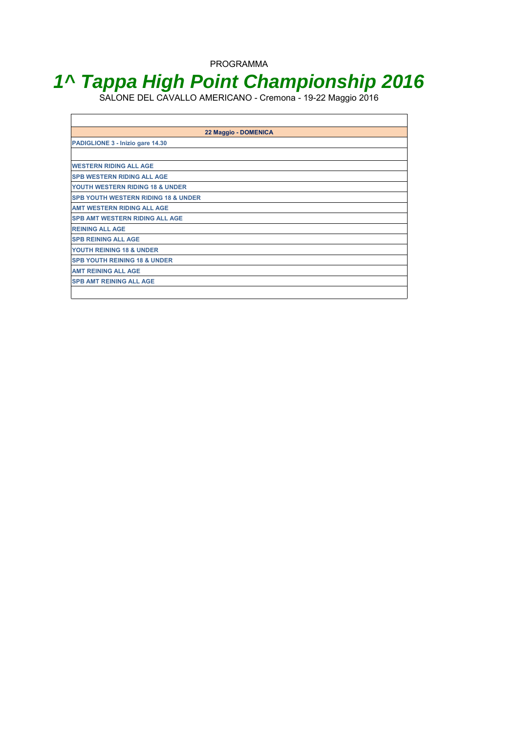PROGRAMMA

# *1^ Tappa High Point Championship 2016*

SALONE DEL CAVALLO AMERICANO - Cremona - 19-22 Maggio 2016

| |
|---|
| **22 Maggio - DOMENICA** |
| **PADIGLIONE 3 - Inizio gare 14.30** |
| |
| **WESTERN RIDING ALL AGE** |
| **SPB WESTERN RIDING ALL AGE** |
| **YOUTH WESTERN RIDING 18 & UNDER** |
| **SPB YOUTH WESTERN RIDING 18 & UNDER** |
| **AMT WESTERN RIDING ALL AGE** |
| **SPB AMT WESTERN RIDING ALL AGE** |
| **REINING ALL AGE** |
| **SPB REINING ALL AGE** |
| **YOUTH REINING 18 & UNDER** |
| **SPB YOUTH REINING 18 & UNDER** |
| **AMT REINING ALL AGE** |
| **SPB AMT REINING ALL AGE** |
| |